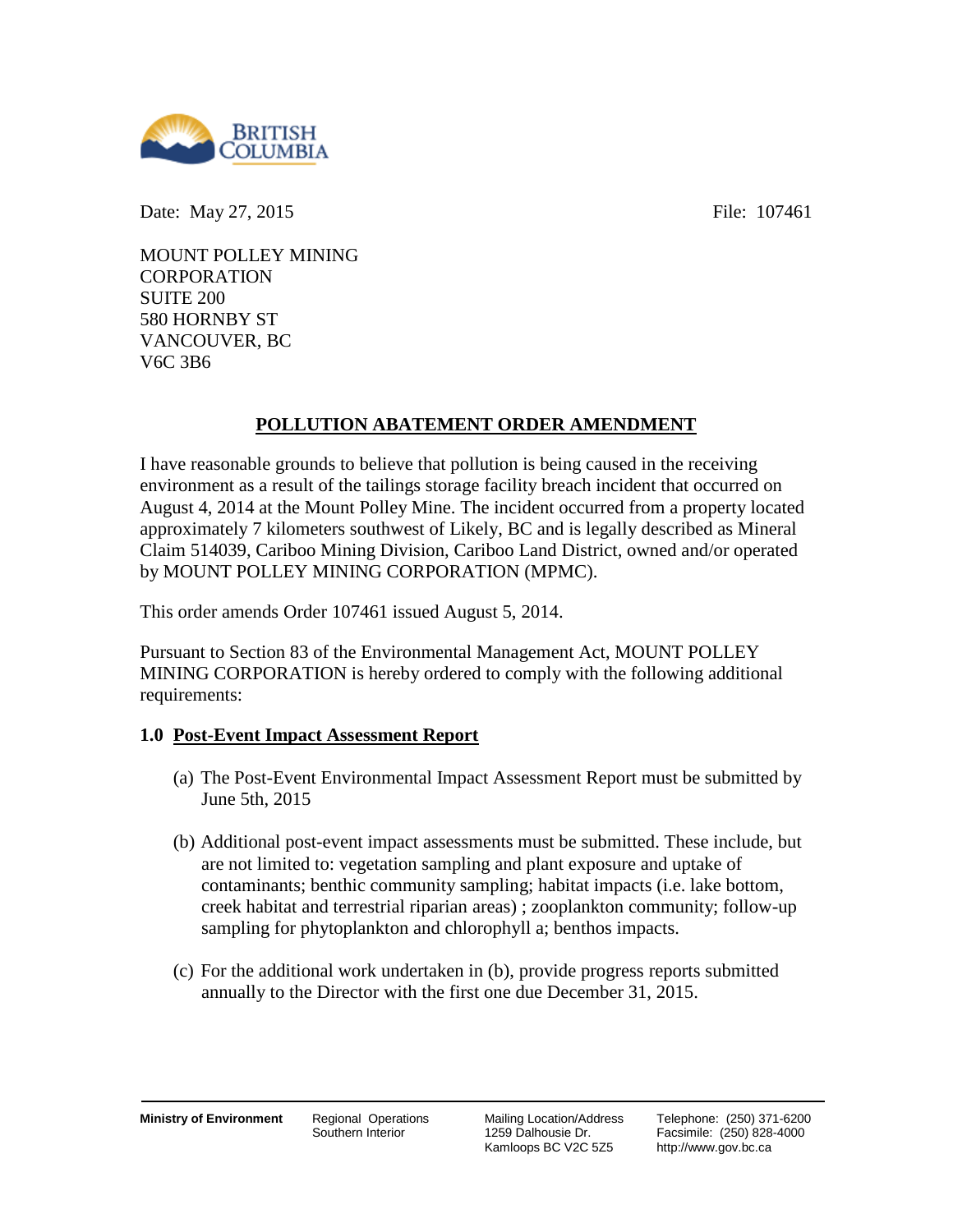Date: May 27, 2015 File: 107461

MOUNT POLLEY MINING CORPORATION
SUITE 200
580 HORNBY ST
VANCOUVER, BC
V6C 3B6

## POLLUTION ABATEMENT ORDER AMENDMENT

I have reasonable grounds to believe that pollution is being caused in the receiving environment as a result of the tailings storage facility breach incident that occurred on August 4, 2014 at the Mount Polley Mine. The incident occurred from a property located approximately 7 kilometers southwest of Likely, BC and is legally described as Mineral Claim 514039, Cariboo Mining Division, Cariboo Land District, owned and/or operated by MOUNT POLLEY MINING CORPORATION (MPMC).

This order amends Order 107461 issued August 5, 2014.

Pursuant to Section 83 of the Environmental Management Act, MOUNT POLLEY MINING CORPORATION is hereby ordered to comply with the following additional requirements:

### 1.0 Post-Event Impact Assessment Report

(a) The Post-Event Environmental Impact Assessment Report must be submitted by June 5th, 2015

(b) Additional post-event impact assessments must be submitted. These include, but are not limited to: vegetation sampling and plant exposure and uptake of contaminants; benthic community sampling; habitat impacts (i.e. lake bottom, creek habitat and terrestrial riparian areas) ; zooplankton community; follow-up sampling for phytoplankton and chlorophyll a; benthos impacts.

(c) For the additional work undertaken in (b), provide progress reports submitted annually to the Director with the first one due December 31, 2015.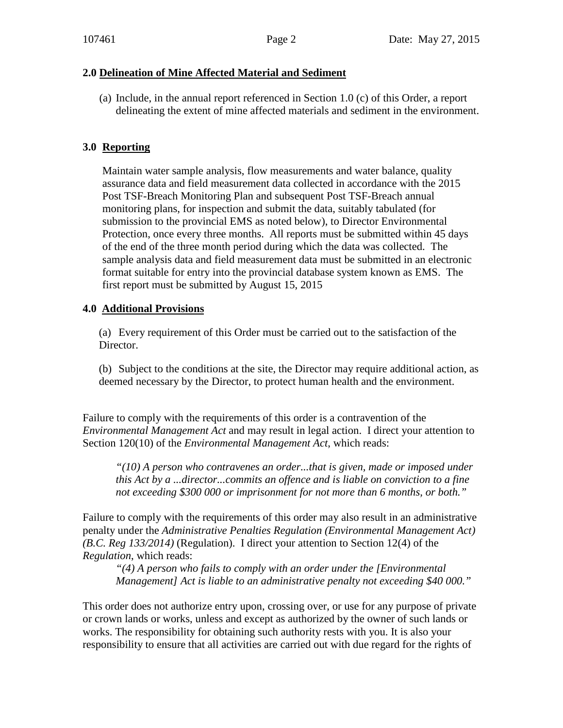## 2.0 Delineation of Mine Affected Material and Sediment

(a) Include, in the annual report referenced in Section 1.0 (c) of this Order, a report delineating the extent of mine affected materials and sediment in the environment.

## 3.0 Reporting

Maintain water sample analysis, flow measurements and water balance, quality assurance data and field measurement data collected in accordance with the 2015 Post TSF-Breach Monitoring Plan and subsequent Post TSF-Breach annual monitoring plans, for inspection and submit the data, suitably tabulated (for submission to the provincial EMS as noted below), to Director Environmental Protection, once every three months. All reports must be submitted within 45 days of the end of the three month period during which the data was collected. The sample analysis data and field measurement data must be submitted in an electronic format suitable for entry into the provincial database system known as EMS. The first report must be submitted by August 15, 2015

## 4.0 Additional Provisions

(a) Every requirement of this Order must be carried out to the satisfaction of the Director.

(b) Subject to the conditions at the site, the Director may require additional action, as deemed necessary by the Director, to protect human health and the environment.

Failure to comply with the requirements of this order is a contravention of the *Environmental Management Act* and may result in legal action. I direct your attention to Section 120(10) of the *Environmental Management Act*, which reads:

> *"(10) A person who contravenes an order...that is given, made or imposed under this Act by a ...director...commits an offence and is liable on conviction to a fine not exceeding $300 000 or imprisonment for not more than 6 months, or both."*

Failure to comply with the requirements of this order may also result in an administrative penalty under the *Administrative Penalties Regulation (Environmental Management Act) (B.C. Reg 133/2014)* (Regulation). I direct your attention to Section 12(4) of the *Regulation*, which reads:

> *"(4) A person who fails to comply with an order under the [Environmental Management] Act is liable to an administrative penalty not exceeding $40 000."*

This order does not authorize entry upon, crossing over, or use for any purpose of private or crown lands or works, unless and except as authorized by the owner of such lands or works. The responsibility for obtaining such authority rests with you. It is also your responsibility to ensure that all activities are carried out with due regard for the rights of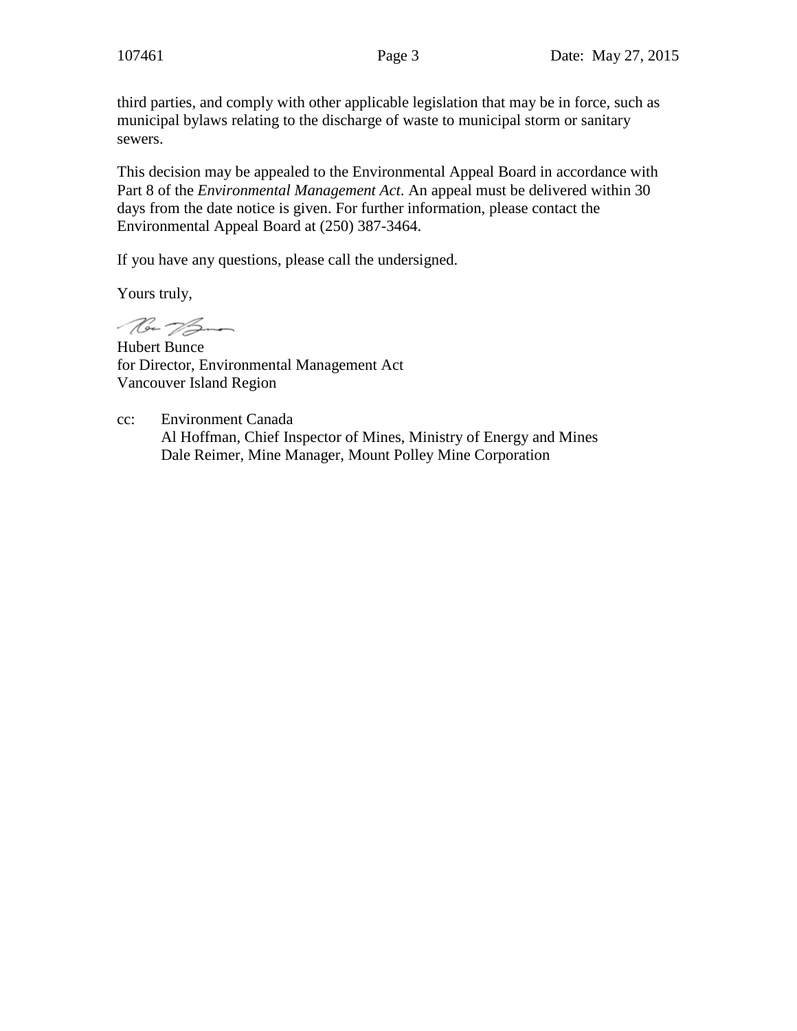third parties, and comply with other applicable legislation that may be in force, such as municipal bylaws relating to the discharge of waste to municipal storm or sanitary sewers.

This decision may be appealed to the Environmental Appeal Board in accordance with Part 8 of the *Environmental Management Act*. An appeal must be delivered within 30 days from the date notice is given. For further information, please contact the Environmental Appeal Board at (250) 387-3464.

If you have any questions, please call the undersigned.

Yours truly,

Hubert Bunce
for Director, Environmental Management Act
Vancouver Island Region

cc: Environment Canada
Al Hoffman, Chief Inspector of Mines, Ministry of Energy and Mines
Dale Reimer, Mine Manager, Mount Polley Mine Corporation